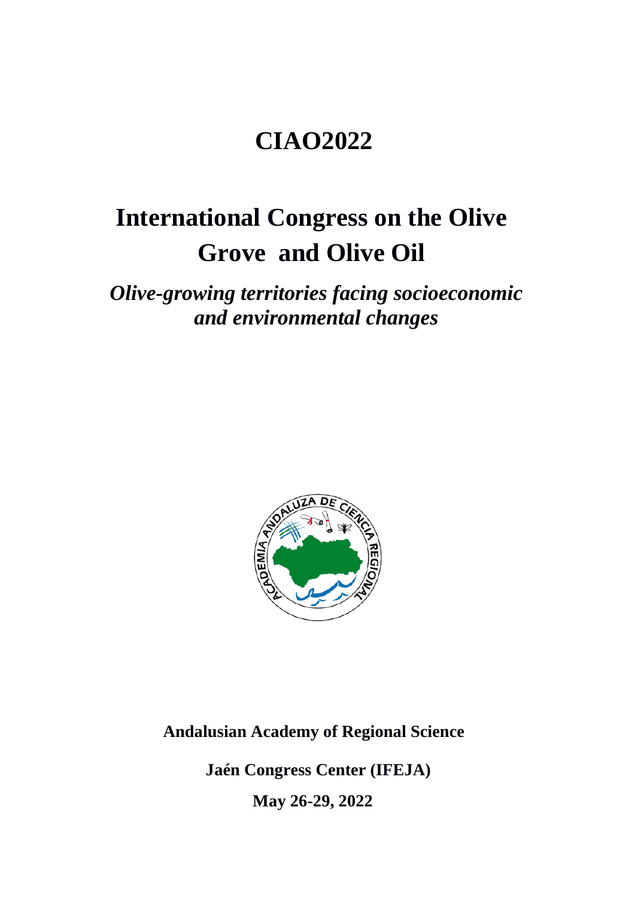# CIAO2022

# International Congress on the Olive Grove and Olive Oil

***Olive-growing territories facing socioeconomic and environmental changes***

**Andalusian Academy of Regional Science**

**Jaén Congress Center (IFEJA)**

**May 26-29, 2022**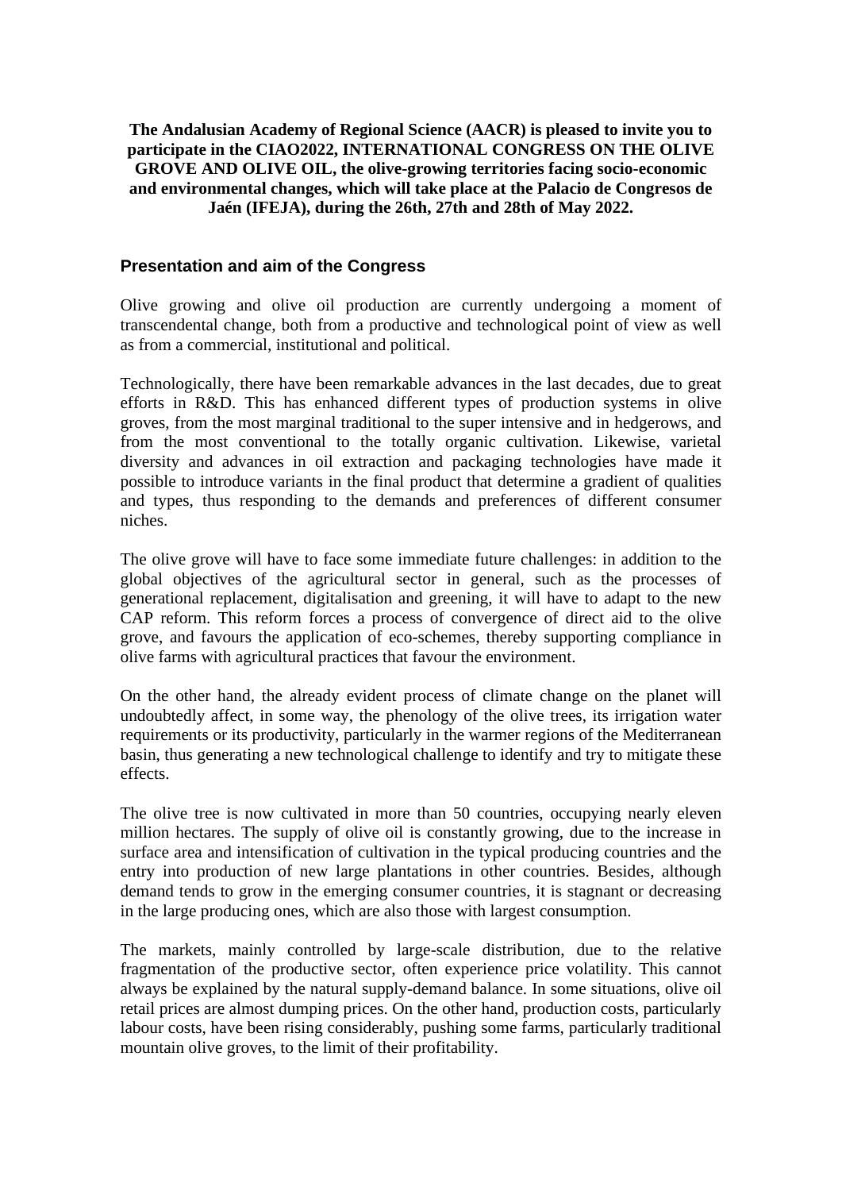**The Andalusian Academy of Regional Science (AACR) is pleased to invite you to participate in the CIAO2022, INTERNATIONAL CONGRESS ON THE OLIVE GROVE AND OLIVE OIL, the olive-growing territories facing socio-economic and environmental changes, which will take place at the Palacio de Congresos de Jaén (IFEJA), during the 26th, 27th and 28th of May 2022.**

## Presentation and aim of the Congress

Olive growing and olive oil production are currently undergoing a moment of transcendental change, both from a productive and technological point of view as well as from a commercial, institutional and political.

Technologically, there have been remarkable advances in the last decades, due to great efforts in R&D. This has enhanced different types of production systems in olive groves, from the most marginal traditional to the super intensive and in hedgerows, and from the most conventional to the totally organic cultivation. Likewise, varietal diversity and advances in oil extraction and packaging technologies have made it possible to introduce variants in the final product that determine a gradient of qualities and types, thus responding to the demands and preferences of different consumer niches.

The olive grove will have to face some immediate future challenges: in addition to the global objectives of the agricultural sector in general, such as the processes of generational replacement, digitalisation and greening, it will have to adapt to the new CAP reform. This reform forces a process of convergence of direct aid to the olive grove, and favours the application of eco-schemes, thereby supporting compliance in olive farms with agricultural practices that favour the environment.

On the other hand, the already evident process of climate change on the planet will undoubtedly affect, in some way, the phenology of the olive trees, its irrigation water requirements or its productivity, particularly in the warmer regions of the Mediterranean basin, thus generating a new technological challenge to identify and try to mitigate these effects.

The olive tree is now cultivated in more than 50 countries, occupying nearly eleven million hectares. The supply of olive oil is constantly growing, due to the increase in surface area and intensification of cultivation in the typical producing countries and the entry into production of new large plantations in other countries. Besides, although demand tends to grow in the emerging consumer countries, it is stagnant or decreasing in the large producing ones, which are also those with largest consumption.

The markets, mainly controlled by large-scale distribution, due to the relative fragmentation of the productive sector, often experience price volatility. This cannot always be explained by the natural supply-demand balance. In some situations, olive oil retail prices are almost dumping prices. On the other hand, production costs, particularly labour costs, have been rising considerably, pushing some farms, particularly traditional mountain olive groves, to the limit of their profitability.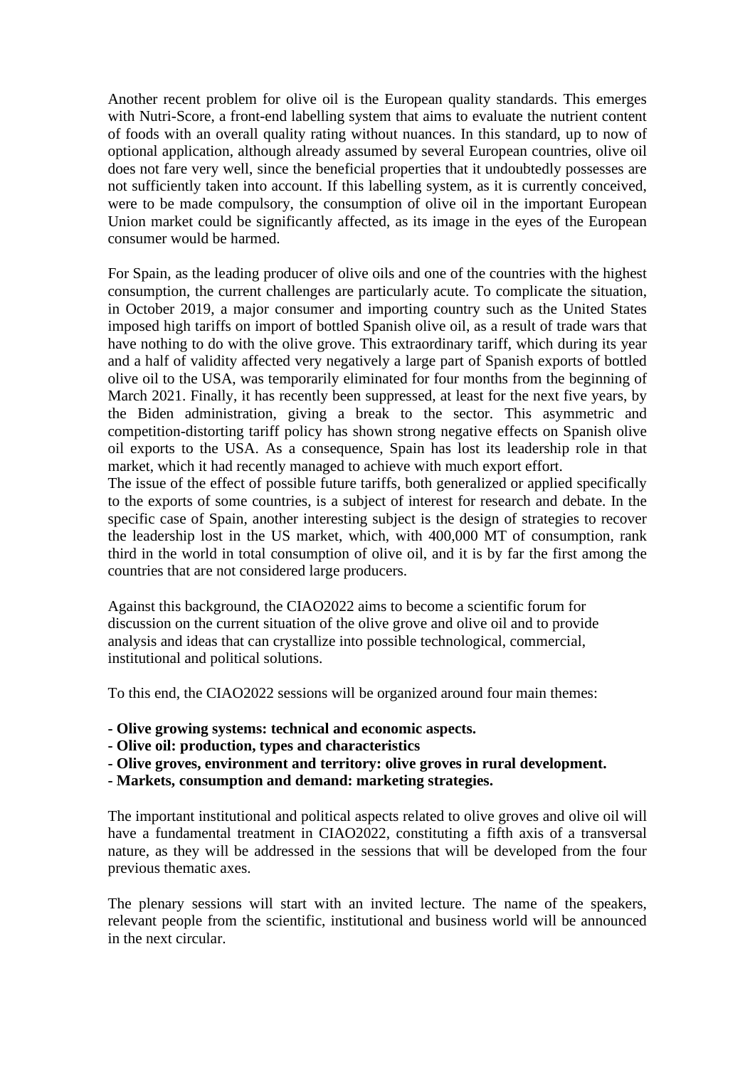Another recent problem for olive oil is the European quality standards. This emerges with Nutri-Score, a front-end labelling system that aims to evaluate the nutrient content of foods with an overall quality rating without nuances. In this standard, up to now of optional application, although already assumed by several European countries, olive oil does not fare very well, since the beneficial properties that it undoubtedly possesses are not sufficiently taken into account. If this labelling system, as it is currently conceived, were to be made compulsory, the consumption of olive oil in the important European Union market could be significantly affected, as its image in the eyes of the European consumer would be harmed.

For Spain, as the leading producer of olive oils and one of the countries with the highest consumption, the current challenges are particularly acute. To complicate the situation, in October 2019, a major consumer and importing country such as the United States imposed high tariffs on import of bottled Spanish olive oil, as a result of trade wars that have nothing to do with the olive grove. This extraordinary tariff, which during its year and a half of validity affected very negatively a large part of Spanish exports of bottled olive oil to the USA, was temporarily eliminated for four months from the beginning of March 2021. Finally, it has recently been suppressed, at least for the next five years, by the Biden administration, giving a break to the sector. This asymmetric and competition-distorting tariff policy has shown strong negative effects on Spanish olive oil exports to the USA. As a consequence, Spain has lost its leadership role in that market, which it had recently managed to achieve with much export effort.
The issue of the effect of possible future tariffs, both generalized or applied specifically to the exports of some countries, is a subject of interest for research and debate. In the specific case of Spain, another interesting subject is the design of strategies to recover the leadership lost in the US market, which, with 400,000 MT of consumption, rank third in the world in total consumption of olive oil, and it is by far the first among the countries that are not considered large producers.

Against this background, the CIAO2022 aims to become a scientific forum for discussion on the current situation of the olive grove and olive oil and to provide analysis and ideas that can crystallize into possible technological, commercial, institutional and political solutions.

To this end, the CIAO2022 sessions will be organized around four main themes:

- **Olive growing systems: technical and economic aspects.**
- **Olive oil: production, types and characteristics**
- **Olive groves, environment and territory: olive groves in rural development.**
- **Markets, consumption and demand: marketing strategies.**

The important institutional and political aspects related to olive groves and olive oil will have a fundamental treatment in CIAO2022, constituting a fifth axis of a transversal nature, as they will be addressed in the sessions that will be developed from the four previous thematic axes.

The plenary sessions will start with an invited lecture. The name of the speakers, relevant people from the scientific, institutional and business world will be announced in the next circular.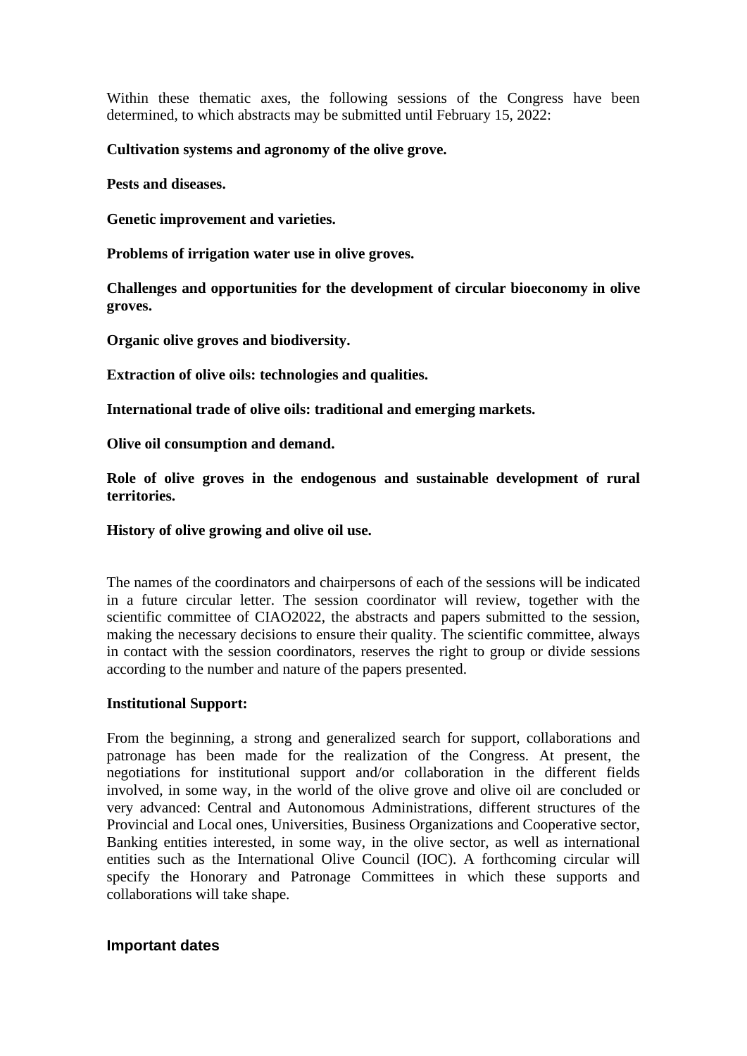Within these thematic axes, the following sessions of the Congress have been determined, to which abstracts may be submitted until February 15, 2022:

**Cultivation systems and agronomy of the olive grove.**

**Pests and diseases.**

**Genetic improvement and varieties.**

**Problems of irrigation water use in olive groves.**

**Challenges and opportunities for the development of circular bioeconomy in olive groves.**

**Organic olive groves and biodiversity.**

**Extraction of olive oils: technologies and qualities.**

**International trade of olive oils: traditional and emerging markets.**

**Olive oil consumption and demand.**

**Role of olive groves in the endogenous and sustainable development of rural territories.**

**History of olive growing and olive oil use.**

The names of the coordinators and chairpersons of each of the sessions will be indicated in a future circular letter. The session coordinator will review, together with the scientific committee of CIAO2022, the abstracts and papers submitted to the session, making the necessary decisions to ensure their quality. The scientific committee, always in contact with the session coordinators, reserves the right to group or divide sessions according to the number and nature of the papers presented.

**Institutional Support:**

From the beginning, a strong and generalized search for support, collaborations and patronage has been made for the realization of the Congress. At present, the negotiations for institutional support and/or collaboration in the different fields involved, in some way, in the world of the olive grove and olive oil are concluded or very advanced: Central and Autonomous Administrations, different structures of the Provincial and Local ones, Universities, Business Organizations and Cooperative sector, Banking entities interested, in some way, in the olive sector, as well as international entities such as the International Olive Council (IOC). A forthcoming circular will specify the Honorary and Patronage Committees in which these supports and collaborations will take shape.

## Important dates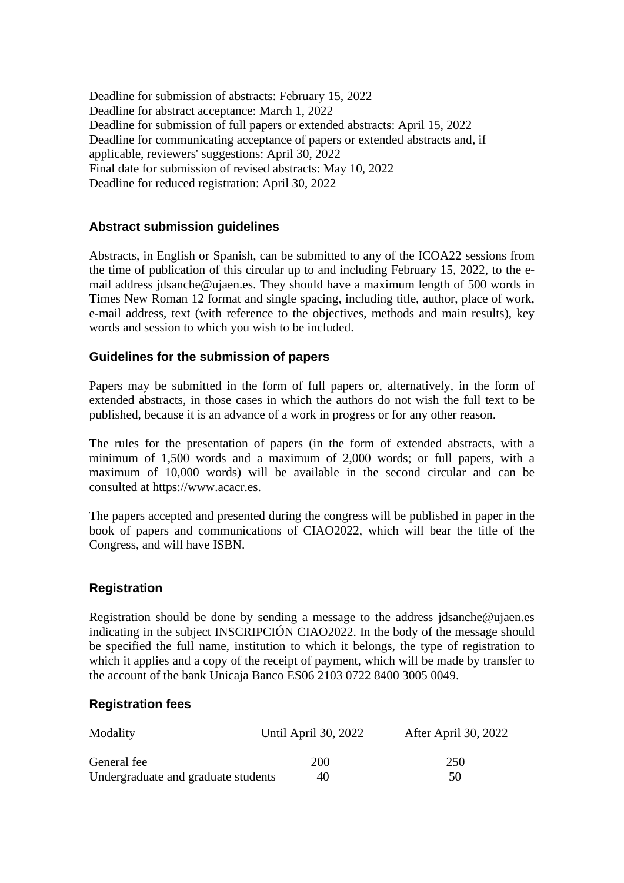Deadline for submission of abstracts: February 15, 2022
Deadline for abstract acceptance: March 1, 2022
Deadline for submission of full papers or extended abstracts: April 15, 2022
Deadline for communicating acceptance of papers or extended abstracts and, if applicable, reviewers' suggestions: April 30, 2022
Final date for submission of revised abstracts: May 10, 2022
Deadline for reduced registration: April 30, 2022

### Abstract submission guidelines

Abstracts, in English or Spanish, can be submitted to any of the ICOA22 sessions from the time of publication of this circular up to and including February 15, 2022, to the e-mail address jdsanche@ujaen.es. They should have a maximum length of 500 words in Times New Roman 12 format and single spacing, including title, author, place of work, e-mail address, text (with reference to the objectives, methods and main results), key words and session to which you wish to be included.

### Guidelines for the submission of papers

Papers may be submitted in the form of full papers or, alternatively, in the form of extended abstracts, in those cases in which the authors do not wish the full text to be published, because it is an advance of a work in progress or for any other reason.

The rules for the presentation of papers (in the form of extended abstracts, with a minimum of 1,500 words and a maximum of 2,000 words; or full papers, with a maximum of 10,000 words) will be available in the second circular and can be consulted at https://www.acacr.es.

The papers accepted and presented during the congress will be published in paper in the book of papers and communications of CIAO2022, which will bear the title of the Congress, and will have ISBN.

### Registration

Registration should be done by sending a message to the address jdsanche@ujaen.es indicating in the subject INSCRIPCIÓN CIAO2022. In the body of the message should be specified the full name, institution to which it belongs, the type of registration to which it applies and a copy of the receipt of payment, which will be made by transfer to the account of the bank Unicaja Banco ES06 2103 0722 8400 3005 0049.

### Registration fees

| Modality | Until April 30, 2022 | After April 30, 2022 |
| --- | --- | --- |
| General fee | 200 | 250 |
| Undergraduate and graduate students | 40 | 50 |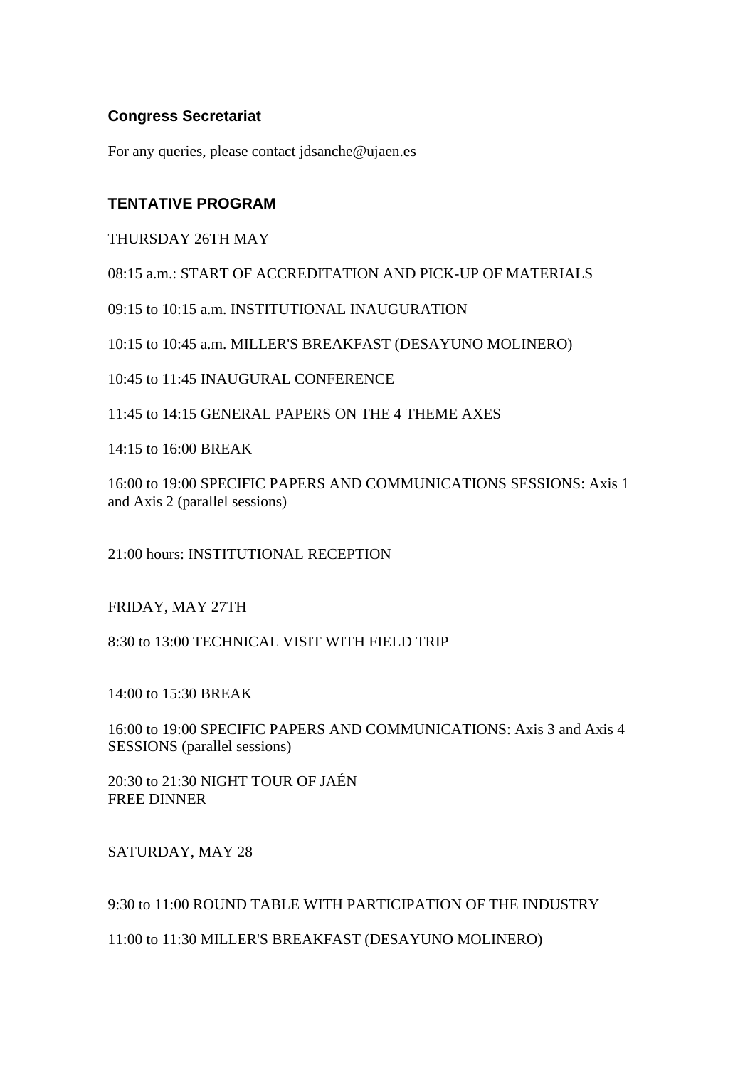## Congress Secretariat

For any queries, please contact jdsanche@ujaen.es

## TENTATIVE PROGRAM

THURSDAY 26TH MAY

08:15 a.m.: START OF ACCREDITATION AND PICK-UP OF MATERIALS

09:15 to 10:15 a.m. INSTITUTIONAL INAUGURATION

10:15 to 10:45 a.m. MILLER'S BREAKFAST (DESAYUNO MOLINERO)

10:45 to 11:45 INAUGURAL CONFERENCE

11:45 to 14:15 GENERAL PAPERS ON THE 4 THEME AXES

14:15 to 16:00 BREAK

16:00 to 19:00 SPECIFIC PAPERS AND COMMUNICATIONS SESSIONS: Axis 1 and Axis 2 (parallel sessions)

21:00 hours: INSTITUTIONAL RECEPTION

FRIDAY, MAY 27TH

8:30 to 13:00 TECHNICAL VISIT WITH FIELD TRIP

14:00 to 15:30 BREAK

16:00 to 19:00 SPECIFIC PAPERS AND COMMUNICATIONS: Axis 3 and Axis 4 SESSIONS (parallel sessions)

20:30 to 21:30 NIGHT TOUR OF JAÉN
FREE DINNER

SATURDAY, MAY 28

9:30 to 11:00 ROUND TABLE WITH PARTICIPATION OF THE INDUSTRY

11:00 to 11:30 MILLER'S BREAKFAST (DESAYUNO MOLINERO)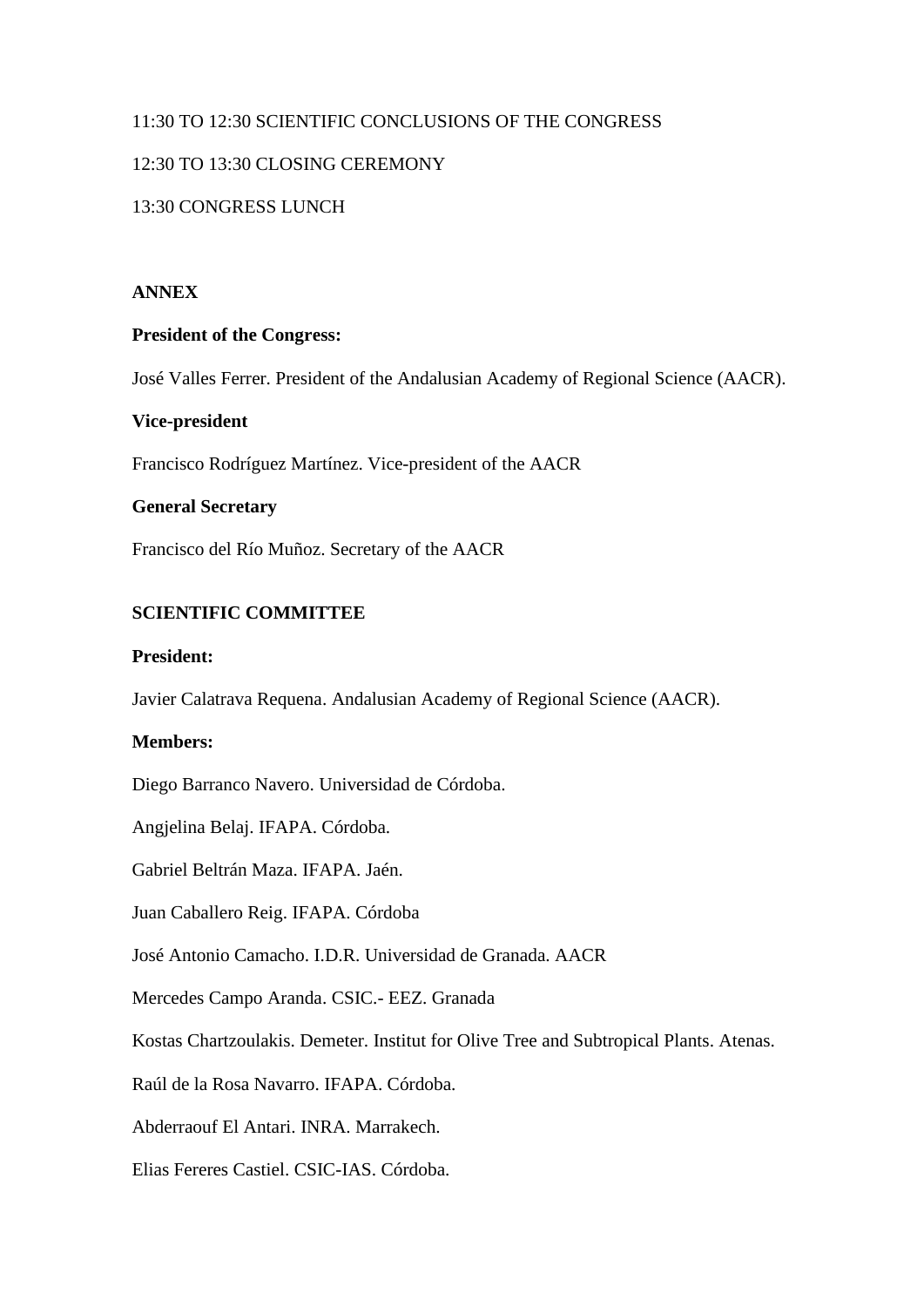11:30 TO 12:30 SCIENTIFIC CONCLUSIONS OF THE CONGRESS

12:30 TO 13:30 CLOSING CEREMONY

13:30 CONGRESS LUNCH

## ANNEX

**President of the Congress:**

José Valles Ferrer. President of the Andalusian Academy of Regional Science (AACR).

**Vice-president**

Francisco Rodríguez Martínez. Vice-president of the AACR

**General Secretary**

Francisco del Río Muñoz. Secretary of the AACR

## SCIENTIFIC COMMITTEE

**President:**

Javier Calatrava Requena. Andalusian Academy of Regional Science (AACR).

**Members:**

Diego Barranco Navero. Universidad de Córdoba.

Angjelina Belaj. IFAPA. Córdoba.

Gabriel Beltrán Maza. IFAPA. Jaén.

Juan Caballero Reig. IFAPA. Córdoba

José Antonio Camacho. I.D.R. Universidad de Granada. AACR

Mercedes Campo Aranda. CSIC.- EEZ. Granada

Kostas Chartzoulakis. Demeter. Institut for Olive Tree and Subtropical Plants. Atenas.

Raúl de la Rosa Navarro. IFAPA. Córdoba.

Abderraouf El Antari. INRA. Marrakech.

Elias Fereres Castiel. CSIC-IAS. Córdoba.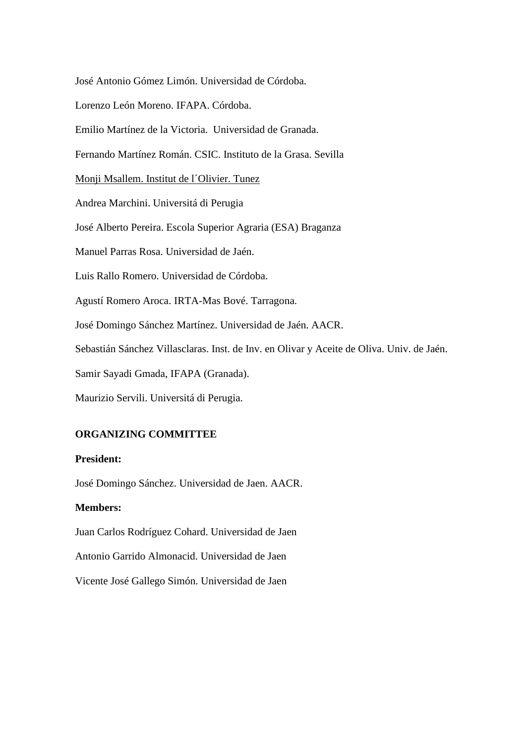José Antonio Gómez Limón. Universidad de Córdoba.

Lorenzo León Moreno. IFAPA. Córdoba.

Emilio Martínez de la Victoria. Universidad de Granada.

Fernando Martínez Román. CSIC. Instituto de la Grasa. Sevilla

Monji Msallem. Institut de l´Olivier. Tunez

Andrea Marchini. Universitá di Perugia

José Alberto Pereira. Escola Superior Agraria (ESA) Braganza

Manuel Parras Rosa. Universidad de Jaén.

Luis Rallo Romero. Universidad de Córdoba.

Agustí Romero Aroca. IRTA-Mas Bové. Tarragona.

José Domingo Sánchez Martínez. Universidad de Jaén. AACR.

Sebastián Sánchez Villasclaras. Inst. de Inv. en Olivar y Aceite de Oliva. Univ. de Jaén.

Samir Sayadi Gmada, IFAPA (Granada).

Maurizio Servili. Universitá di Perugia.

**ORGANIZING COMMITTEE**

**President:**

José Domingo Sánchez. Universidad de Jaen. AACR.

**Members:**

Juan Carlos Rodríguez Cohard. Universidad de Jaen

Antonio Garrido Almonacid. Universidad de Jaen

Vicente José Gallego Simón. Universidad de Jaen